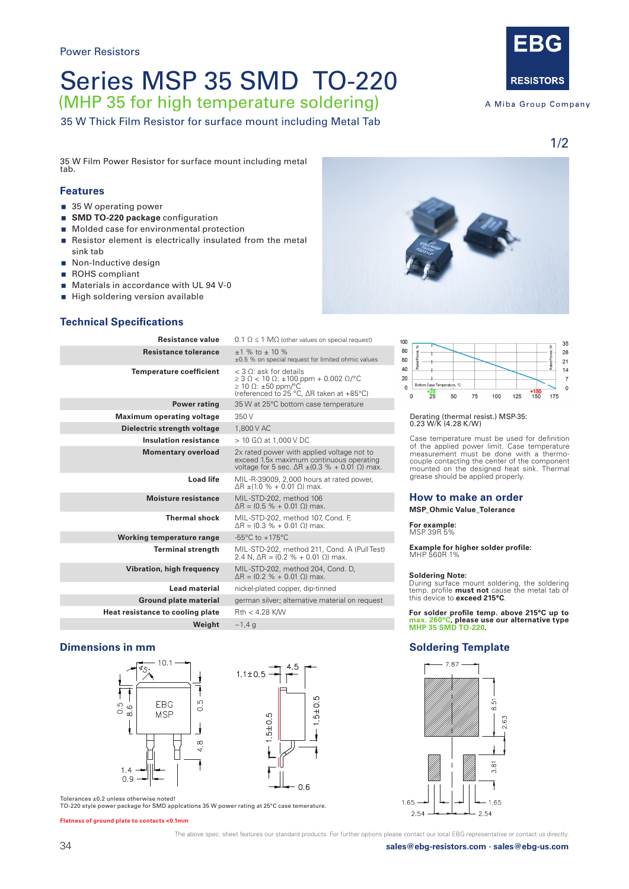Power Resistors

# Series MSP 35 SMD TO-220

## (MHP 35 for high temperature soldering)

35 W Thick Film Resistor for surface mount including Metal Tab

EBG RESISTORS

A Miba Group Company

1/2

35 W Film Power Resistor for surface mount including metal tab.

## Features

- 35 W operating power
- **SMD TO-220 package** configuration
- Molded case for environmental protection
- Resistor element is electrically insulated from the metal sink tab
- Non-Inductive design
- ROHS compliant
- Materials in accordance with UL 94 V-0
- High soldering version available

## Technical Specifications

| | |
|---|---|
| **Resistance value** | 0.1 Ω ≤ 1 MΩ (other values on special request) |
| **Resistance tolerance** | ±1 % to ± 10 %<br>±0.5 % on special request for limited ohmic values |
| **Temperature coefficient** | < 3 Ω: ask for details<br>≥ 3 Ω < 10 Ω: ±100 ppm + 0.002 Ω/°C<br>≥ 10 Ω: ±50 ppm/°C<br>(referenced to 25 °C, ΔR taken at +85°C) |
| **Power rating** | 35 W at 25°C bottom case temperature |
| **Maximum operating voltage** | 350 V |
| **Dielectric strength voltage** | 1,800 V AC |
| **Insulation resistance** | > 10 GΩ at 1,000 V DC |
| **Momentary overload** | 2x rated power with applied voltage not to exceed 1.5x maximum continuous operating voltage for 5 sec. ΔR ±(0.3 % + 0.01 Ω) max. |
| **Load life** | MIL-R-39009, 2,000 hours at rated power, ΔR ±(1.0 % + 0.01 Ω) max. |
| **Moisture resistance** | MIL-STD-202, method 106<br>ΔR = (0.5 % + 0.01 Ω) max. |
| **Thermal shock** | MIL-STD-202, method 107, Cond. F,<br>ΔR = (0.3 % + 0.01 Ω) max. |
| **Working temperature range** | -55°C to +175°C |
| **Terminal strength** | MIL-STD-202, method 211, Cond. A (Pull Test) 2.4 N, ΔR = (0.2 % + 0.01 Ω) max. |
| **Vibration, high frequency** | MIL-STD-202, method 204, Cond. D,<br>ΔR = (0.2 % + 0.01 Ω) max. |
| **Lead material** | nickel-plated copper, dip-tinned |
| **Ground plate material** | german silver; alternative material on request |
| **Heat resistance to cooling plate** | Rth < 4.28 K/W |
| **Weight** | ~1,4 g |

Derating (thermal resist.) MSP-35: 0.23 W/K (4.28 K/W)

Case temperature must be used for definition of the applied power limit. Case temperature measurement must be done with a thermocouple contacting the center of the component mounted on the designed heat sink. Thermal grease should be applied properly.

## How to make an order

**MSP_Ohmic Value_Tolerance**

**For example:**
MSP 39R 5%

**Example for higher solder profile:**
MHP 560R 1%

**Soldering Note:**
During surface mount soldering, the soldering temp. profile **must not** cause the metal tab of this device to **exceed 215°C**.

**For solder profile temp. above 215°C up to max. 260°C, please use our alternative type MHP 35 SMD TO-220.**

## Dimensions in mm

Tolerances ±0.2 unless otherwise noted!
TO-220 style power package for SMD applcations 35 W power rating at 25°C case temerature.

Flatness of ground plate to contacts <0.1mm

## Soldering Template

The above spec. sheet features our standard products. For further options please contact our local EBG representative or contact us directly.

sales@ebg-resistors.com · sales@ebg-us.com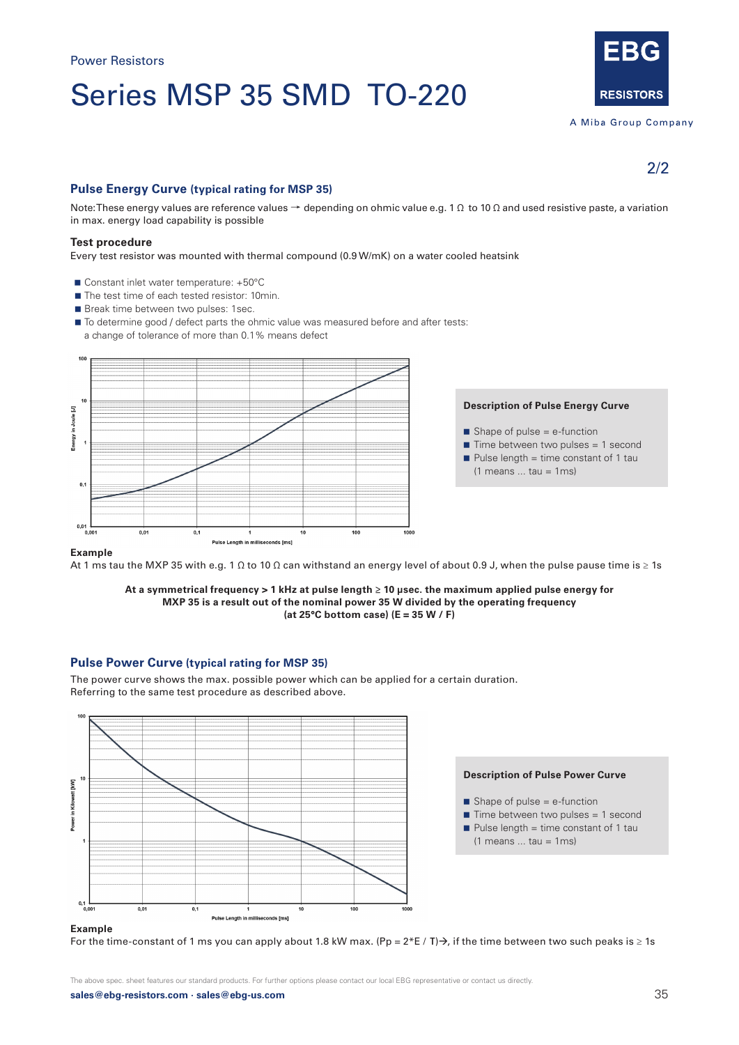Power Resistors

# Series MSP 35 SMD TO-220

EBG RESISTORS

A Miba Group Company

## Pulse Energy Curve (typical rating for MSP 35)

Note: These energy values are reference values → depending on ohmic value e.g. 1 Ω to 10 Ω and used resistive paste, a variation in max. energy load capability is possible

### Test procedure

Every test resistor was mounted with thermal compound (0.9 W/mK) on a water cooled heatsink

- Constant inlet water temperature: +50°C
- The test time of each tested resistor: 10min.
- Break time between two pulses: 1sec.
- To determine good / defect parts the ohmic value was measured before and after tests: a change of tolerance of more than 0.1% means defect

Energy in Joule [J]

100
10
1
0,1
0,01

0,001
0,01
0,1
1
10
100
1000

Pulse Length in milliseconds [ms]

**Description of Pulse Energy Curve**

- Shape of pulse = e-function
- Time between two pulses = 1 second
- Pulse length = time constant of 1 tau (1 means ... tau = 1ms)

**Example**

At 1 ms tau the MXP 35 with e.g. 1 Ω to 10 Ω can withstand an energy level of about 0.9 J, when the pulse pause time is ≥ 1s

**At a symmetrical frequency > 1 kHz at pulse length ≥ 10 µsec. the maximum applied pulse energy for MXP 35 is a result out of the nominal power 35 W divided by the operating frequency (at 25°C bottom case) (E = 35 W / F)**

## Pulse Power Curve (typical rating for MSP 35)

The power curve shows the max. possible power which can be applied for a certain duration.
Referring to the same test procedure as described above.

Power in Kilowatt [kW]

100
10
1
0,1

0,001
0,01
0,1
1
10
100
1000

Pulse Length in milliseconds [ms]

**Description of Pulse Power Curve**

- Shape of pulse = e-function
- Time between two pulses = 1 second
- Pulse length = time constant of 1 tau (1 means ... tau = 1ms)

**Example**

For the time-constant of 1 ms you can apply about 1.8 kW max. ($P_p = 2 \cdot E / T$)→, if the time between two such peaks is ≥ 1s

The above spec. sheet features our standard products. For further options please contact our local EBG representative or contact us directly.

**sales@ebg-resistors.com · sales@ebg-us.com**